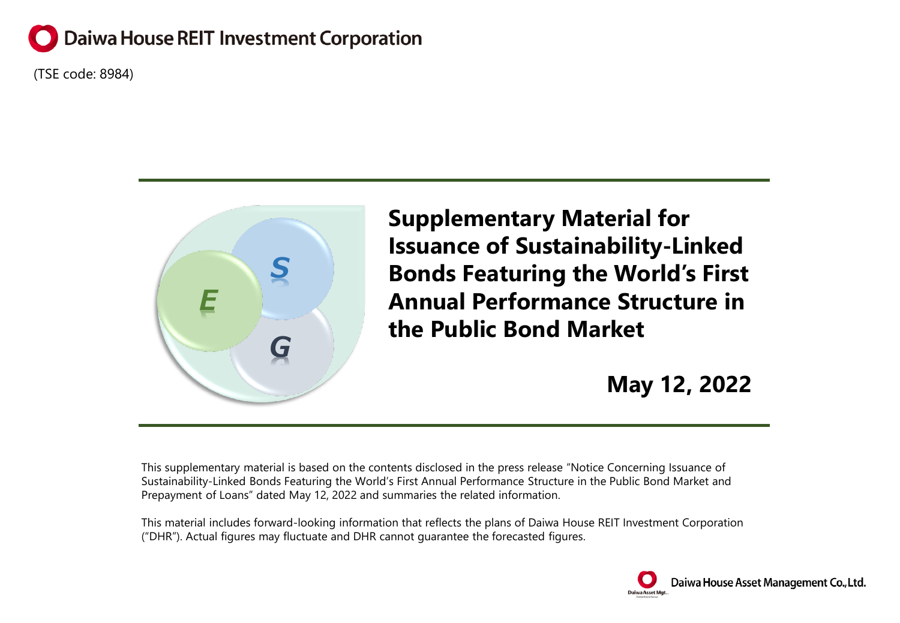Daiwa House REIT Investment Corporation

(TSE code: 8984)

# Supplementary Material for Issuance of Sustainability-Linked Bonds Featuring the World's First Annual Performance Structure in the Public Bond Market

**May 12, 2022**

This supplementary material is based on the contents disclosed in the press release "Notice Concerning Issuance of Sustainability-Linked Bonds Featuring the World's First Annual Performance Structure in the Public Bond Market and Prepayment of Loans" dated May 12, 2022 and summaries the related information.

This material includes forward-looking information that reflects the plans of Daiwa House REIT Investment Corporation ("DHR"). Actual figures may fluctuate and DHR cannot guarantee the forecasted figures.

Daiwa House Asset Management Co., Ltd.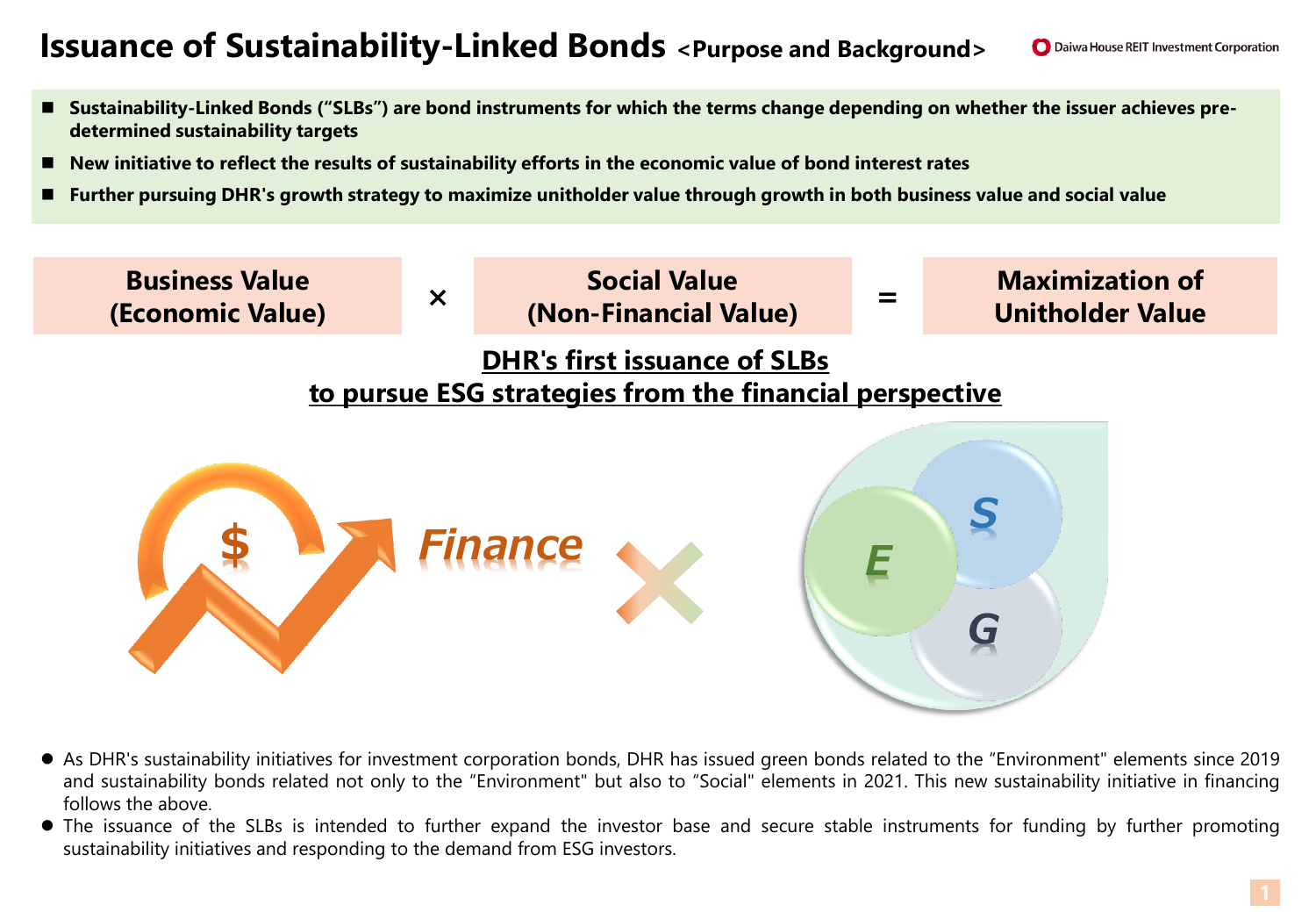# Issuance of Sustainability-Linked Bonds <Purpose and Background>

- **Sustainability-Linked Bonds ("SLBs") are bond instruments for which the terms change depending on whether the issuer achieves pre-determined sustainability targets**
- **New initiative to reflect the results of sustainability efforts in the economic value of bond interest rates**
- **Further pursuing DHR's growth strategy to maximize unitholder value through growth in both business value and social value**

**Business Value (Economic Value)** × **Social Value (Non-Financial Value)** = **Maximization of Unitholder Value**

**DHR's first issuance of SLBs to pursue ESG strategies from the financial perspective**

$ *Finance* × E S G

- As DHR's sustainability initiatives for investment corporation bonds, DHR has issued green bonds related to the "Environment" elements since 2019 and sustainability bonds related not only to the "Environment" but also to "Social" elements in 2021. This new sustainability initiative in financing follows the above.
- The issuance of the SLBs is intended to further expand the investor base and secure stable instruments for funding by further promoting sustainability initiatives and responding to the demand from ESG investors.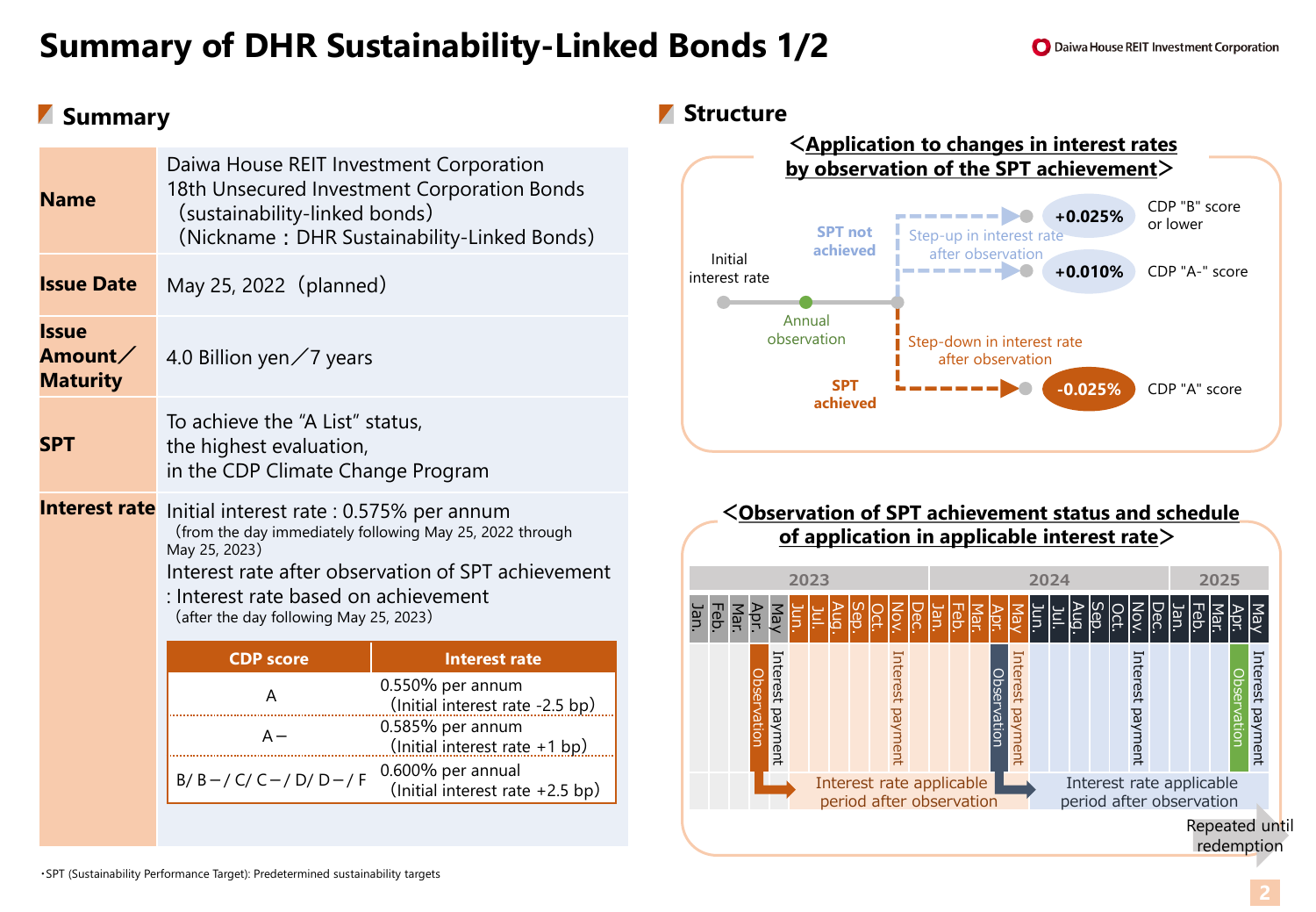# Summary of DHR Sustainability-Linked Bonds 1/2

## Summary

| | |
|---|---|
| **Name** | Daiwa House REIT Investment Corporation 18th Unsecured Investment Corporation Bonds （sustainability-linked bonds） （Nickname：DHR Sustainability-Linked Bonds） |
| **Issue Date** | May 25, 2022（planned） |
| **Issue Amount／Maturity** | 4.0 Billion yen／7 years |
| **SPT** | To achieve the “A List” status, the highest evaluation, in the CDP Climate Change Program |
| **Interest rate** | Initial interest rate : 0.575% per annum （from the day immediately following May 25, 2022 through May 25, 2023） Interest rate after observation of SPT achievement : Interest rate based on achievement （after the day following May 25, 2023） |

| CDP score | Interest rate |
|---|---|
| A | 0.550% per annum （Initial interest rate -2.5 bp） |
| A－ | 0.585% per annum （Initial interest rate +1 bp） |
| B/ B－/ C/ C－/ D/ D－/ F | 0.600% per annual （Initial interest rate +2.5 bp） |

## Structure

＜Application to changes in interest rates by observation of the SPT achievement＞

- Initial interest rate → Annual observation
- SPT not achieved: Step-up in interest rate after observation
  - +0.025%: CDP "B" score or lower
  - +0.010%: CDP "A-" score
- SPT achieved: Step-down in interest rate after observation
  - -0.025%: CDP "A" score

＜Observation of SPT achievement status and schedule of application in applicable interest rate＞

| 2023 | | | | | | | | | | | | 2024 | | | | | | | | | | | | 2025 | | | | |
|---|---|---|---|---|---|---|---|---|---|---|---|---|---|---|---|---|---|---|---|---|---|---|---|---|---|---|---|---|
| Jan. | Feb. | Mar. | Apr. | May | Jun. | Jul. | Aug. | Sep. | Oct. | Nov. | Dec. | Jan. | Feb. | Mar. | Apr. | May | Jun. | Jul. | Aug. | Sep. | Oct. | Nov. | Dec. | Jan. | Feb. | Mar. | Apr. | May |
| | | | Observation | Interest payment | | | | | | Interest payment | | | | | Observation | Interest payment | | | | | | Interest payment | | | | | Observation | Interest payment |

- Interest rate applicable period after observation (Jun. 2023 – May 2024)
- Interest rate applicable period after observation (Jun. 2024 – May 2025)
- Repeated until redemption

・SPT (Sustainability Performance Target): Predetermined sustainability targets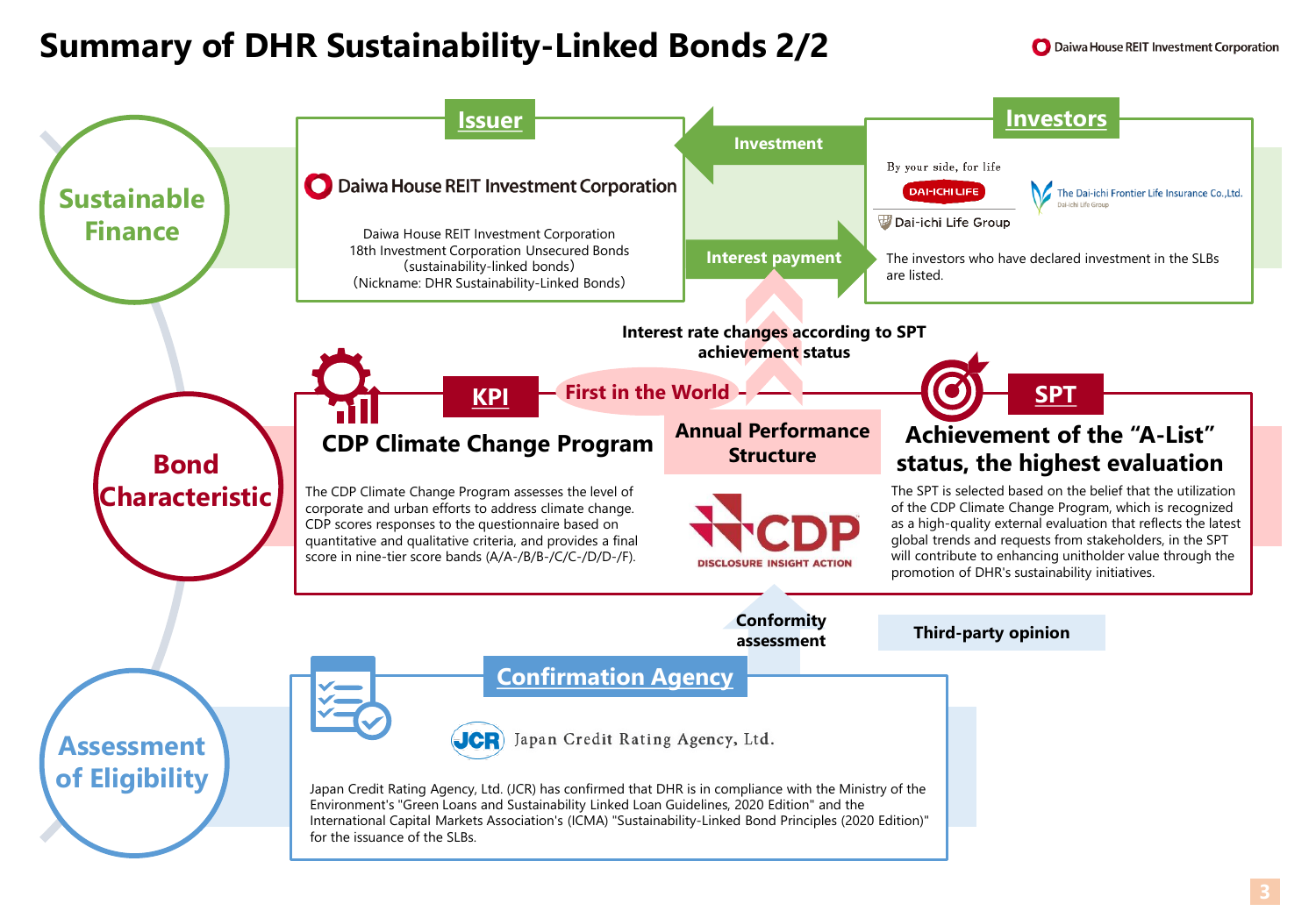# Summary of DHR Sustainability-Linked Bonds 2/2

## Sustainable Finance

### Issuer

Daiwa House REIT Investment Corporation

Daiwa House REIT Investment Corporation
18th Investment Corporation Unsecured Bonds
(sustainability-linked bonds)
(Nickname: DHR Sustainability-Linked Bonds)

Investment

Interest payment

### Investors

By your side, for life
DAI-ICHI LIFE
Dai-ichi Life Group

The Dai-ichi Frontier Life Insurance Co.,Ltd.
Dai-ichi Life Group

The investors who have declared investment in the SLBs are listed.

Interest rate changes according to SPT achievement status

## Bond Characteristic

### KPI

First in the World

**CDP Climate Change Program**

The CDP Climate Change Program assesses the level of corporate and urban efforts to address climate change. CDP scores responses to the questionnaire based on quantitative and qualitative criteria, and provides a final score in nine-tier score bands (A/A-/B/B-/C/C-/D/D-/F).

**Annual Performance Structure**

CDP
DISCLOSURE INSIGHT ACTION

### SPT

**Achievement of the "A-List" status, the highest evaluation**

The SPT is selected based on the belief that the utilization of the CDP Climate Change Program, which is recognized as a high-quality external evaluation that reflects the latest global trends and requests from stakeholders, in the SPT will contribute to enhancing unitholder value through the promotion of DHR's sustainability initiatives.

Conformity assessment

Third-party opinion

## Assessment of Eligibility

### Confirmation Agency

JCR Japan Credit Rating Agency, Ltd.

Japan Credit Rating Agency, Ltd. (JCR) has confirmed that DHR is in compliance with the Ministry of the Environment's "Green Loans and Sustainability Linked Loan Guidelines, 2020 Edition" and the International Capital Markets Association's (ICMA) "Sustainability-Linked Bond Principles (2020 Edition)" for the issuance of the SLBs.